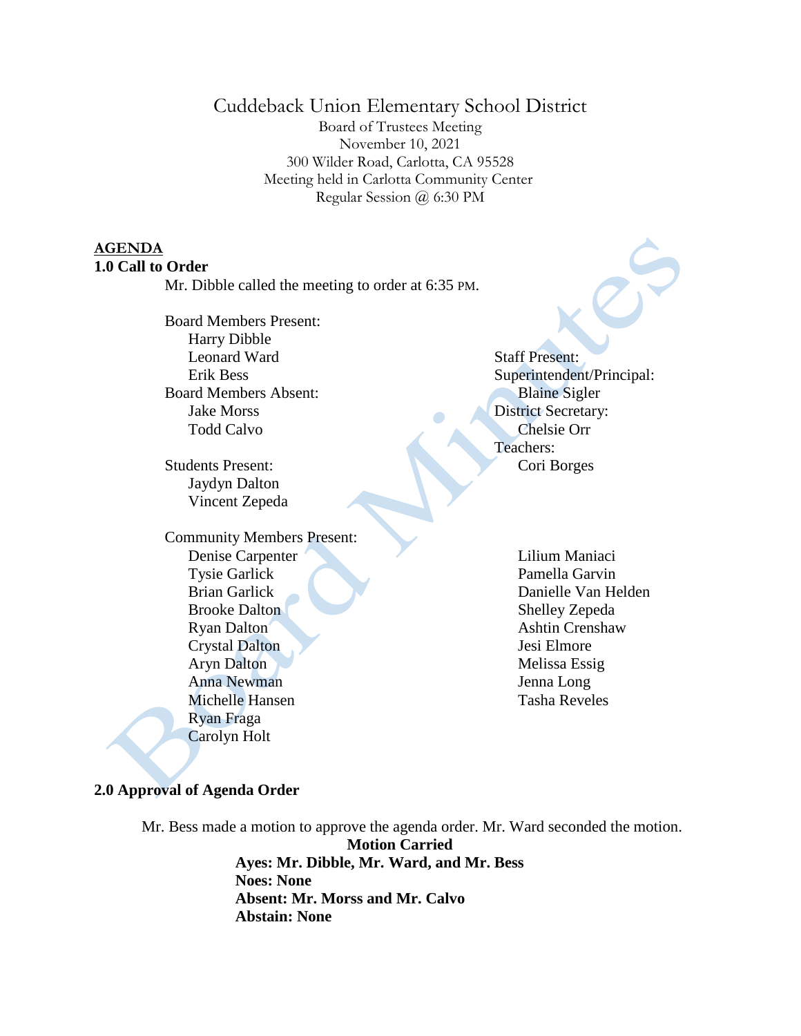# Cuddeback Union Elementary School District

Board of Trustees Meeting
November 10, 2021
300 Wilder Road, Carlotta, CA 95528
Meeting held in Carlotta Community Center
Regular Session @ 6:30 PM

**AGENDA**

## 1.0 Call to Order

Mr. Dibble called the meeting to order at 6:35 PM.

Board Members Present:
- Harry Dibble
- Leonard Ward
- Erik Bess

Board Members Absent:
- Jake Morss
- Todd Calvo

Staff Present:

Superintendent/Principal:
- Blaine Sigler

District Secretary:
- Chelsie Orr

Teachers:
- Cori Borges

Students Present:
- Jaydyn Dalton
- Vincent Zepeda

Community Members Present:
- Denise Carpenter
- Tysie Garlick
- Brian Garlick
- Brooke Dalton
- Ryan Dalton
- Crystal Dalton
- Aryn Dalton
- Anna Newman
- Michelle Hansen
- Ryan Fraga
- Carolyn Holt
- Lilium Maniaci
- Pamella Garvin
- Danielle Van Helden
- Shelley Zepeda
- Ashtin Crenshaw
- Jesi Elmore
- Melissa Essig
- Jenna Long
- Tasha Reveles

## 2.0 Approval of Agenda Order

Mr. Bess made a motion to approve the agenda order. Mr. Ward seconded the motion.

**Motion Carried**
**Ayes: Mr. Dibble, Mr. Ward, and Mr. Bess**
**Noes: None**
**Absent: Mr. Morss and Mr. Calvo**
**Abstain: None**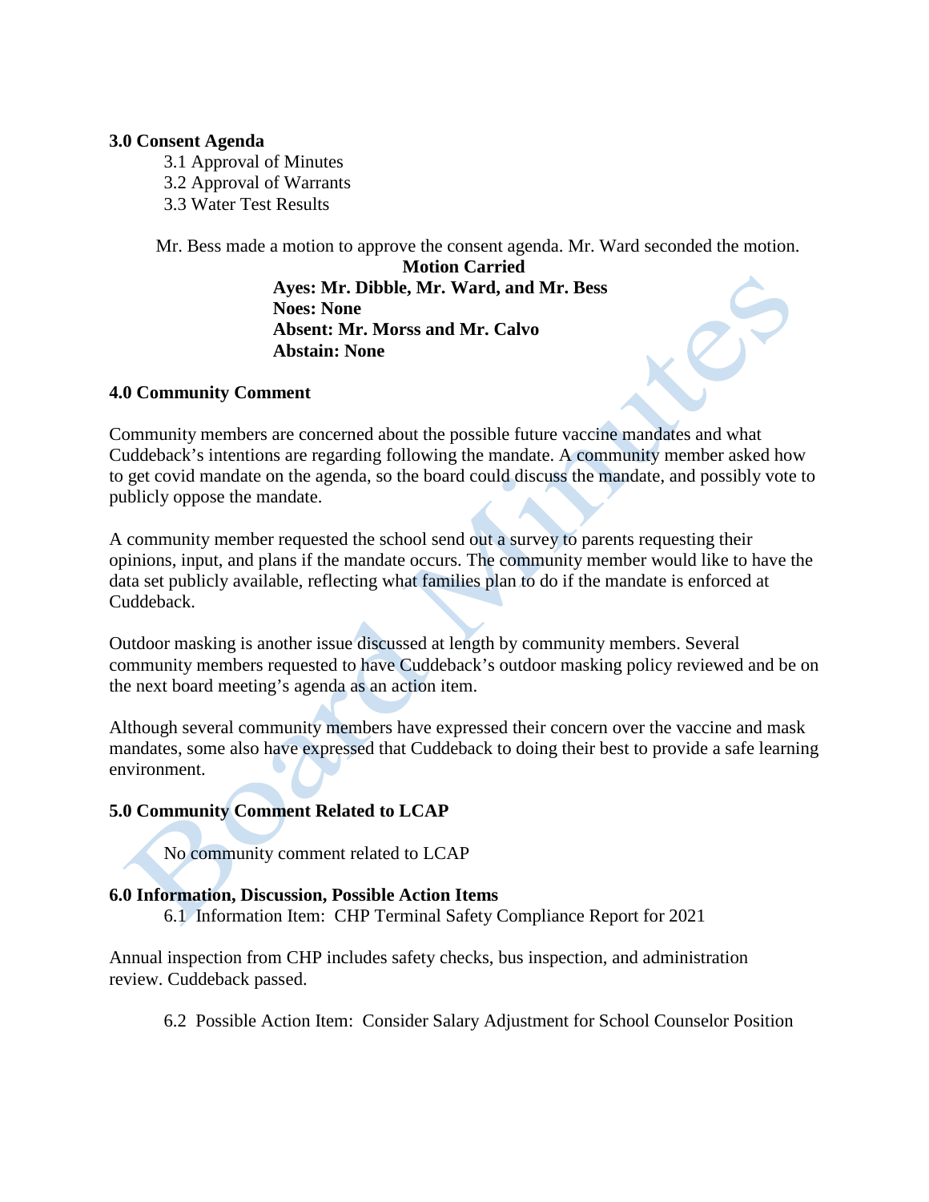**3.0 Consent Agenda**

3.1 Approval of Minutes
3.2 Approval of Warrants
3.3 Water Test Results

Mr. Bess made a motion to approve the consent agenda. Mr. Ward seconded the motion.

**Motion Carried**
**Ayes: Mr. Dibble, Mr. Ward, and Mr. Bess**
**Noes: None**
**Absent: Mr. Morss and Mr. Calvo**
**Abstain: None**

**4.0 Community Comment**

Community members are concerned about the possible future vaccine mandates and what Cuddeback's intentions are regarding following the mandate. A community member asked how to get covid mandate on the agenda, so the board could discuss the mandate, and possibly vote to publicly oppose the mandate.

A community member requested the school send out a survey to parents requesting their opinions, input, and plans if the mandate occurs. The community member would like to have the data set publicly available, reflecting what families plan to do if the mandate is enforced at Cuddeback.

Outdoor masking is another issue discussed at length by community members. Several community members requested to have Cuddeback's outdoor masking policy reviewed and be on the next board meeting's agenda as an action item.

Although several community members have expressed their concern over the vaccine and mask mandates, some also have expressed that Cuddeback to doing their best to provide a safe learning environment.

**5.0 Community Comment Related to LCAP**

No community comment related to LCAP

**6.0 Information, Discussion, Possible Action Items**

6.1 Information Item: CHP Terminal Safety Compliance Report for 2021

Annual inspection from CHP includes safety checks, bus inspection, and administration review. Cuddeback passed.

6.2 Possible Action Item: Consider Salary Adjustment for School Counselor Position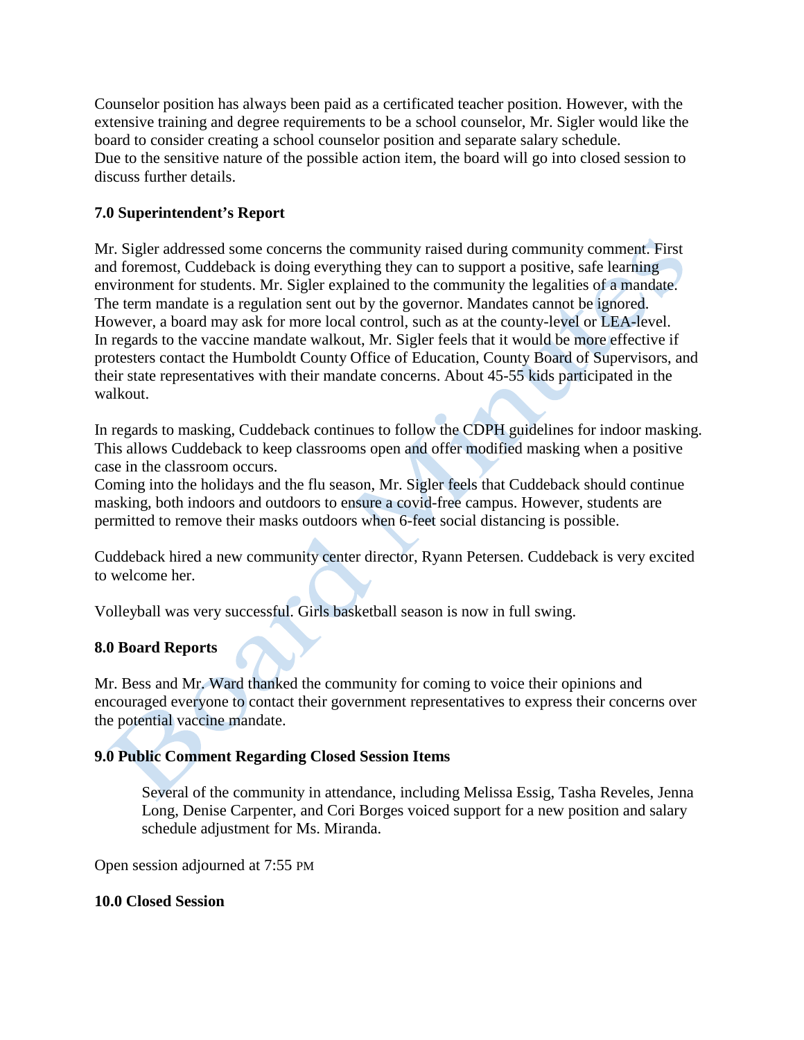Counselor position has always been paid as a certificated teacher position. However, with the extensive training and degree requirements to be a school counselor, Mr. Sigler would like the board to consider creating a school counselor position and separate salary schedule.
Due to the sensitive nature of the possible action item, the board will go into closed session to discuss further details.

**7.0 Superintendent's Report**

Mr. Sigler addressed some concerns the community raised during community comment. First and foremost, Cuddeback is doing everything they can to support a positive, safe learning environment for students. Mr. Sigler explained to the community the legalities of a mandate. The term mandate is a regulation sent out by the governor. Mandates cannot be ignored. However, a board may ask for more local control, such as at the county-level or LEA-level. In regards to the vaccine mandate walkout, Mr. Sigler feels that it would be more effective if protesters contact the Humboldt County Office of Education, County Board of Supervisors, and their state representatives with their mandate concerns. About 45-55 kids participated in the walkout.

In regards to masking, Cuddeback continues to follow the CDPH guidelines for indoor masking. This allows Cuddeback to keep classrooms open and offer modified masking when a positive case in the classroom occurs.
Coming into the holidays and the flu season, Mr. Sigler feels that Cuddeback should continue masking, both indoors and outdoors to ensure a covid-free campus. However, students are permitted to remove their masks outdoors when 6-feet social distancing is possible.

Cuddeback hired a new community center director, Ryann Petersen. Cuddeback is very excited to welcome her.

Volleyball was very successful. Girls basketball season is now in full swing.

**8.0 Board Reports**

Mr. Bess and Mr. Ward thanked the community for coming to voice their opinions and encouraged everyone to contact their government representatives to express their concerns over the potential vaccine mandate.

**9.0 Public Comment Regarding Closed Session Items**

Several of the community in attendance, including Melissa Essig, Tasha Reveles, Jenna Long, Denise Carpenter, and Cori Borges voiced support for a new position and salary schedule adjustment for Ms. Miranda.

Open session adjourned at 7:55 PM

**10.0 Closed Session**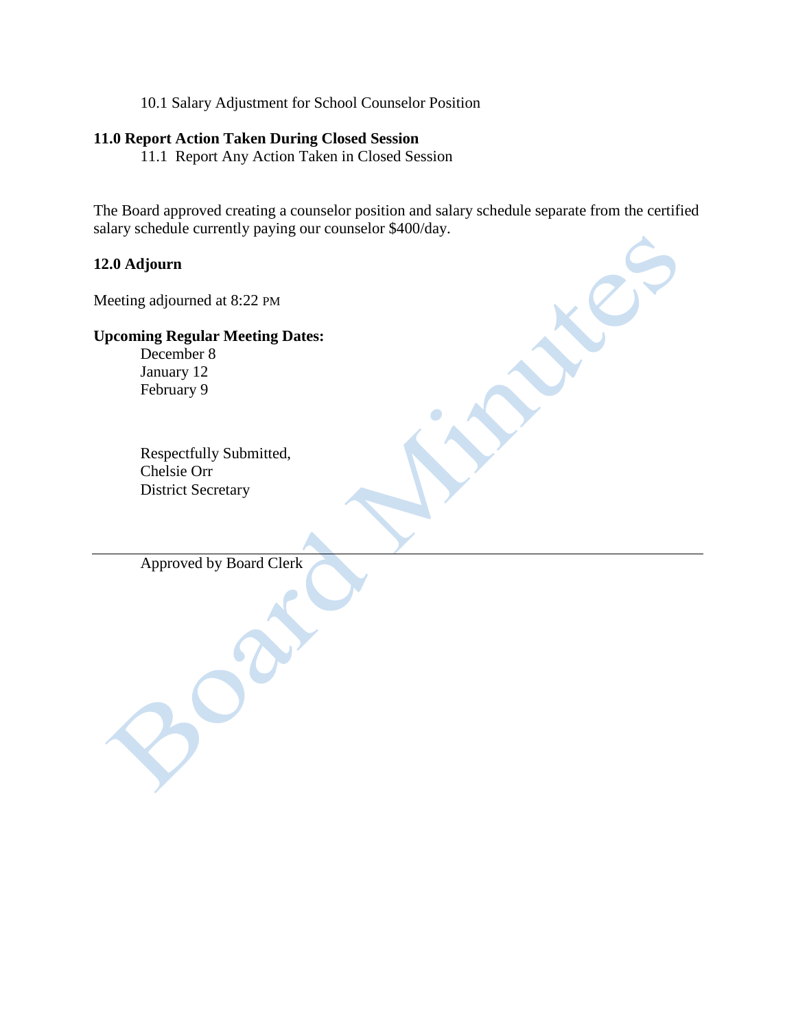10.1 Salary Adjustment for School Counselor Position

**11.0 Report Action Taken During Closed Session**

11.1 Report Any Action Taken in Closed Session

The Board approved creating a counselor position and salary schedule separate from the certified salary schedule currently paying our counselor $400/day.

**12.0 Adjourn**

Meeting adjourned at 8:22 PM

**Upcoming Regular Meeting Dates:**

December 8
January 12
February 9

Respectfully Submitted,
Chelsie Orr
District Secretary

---

Approved by Board Clerk